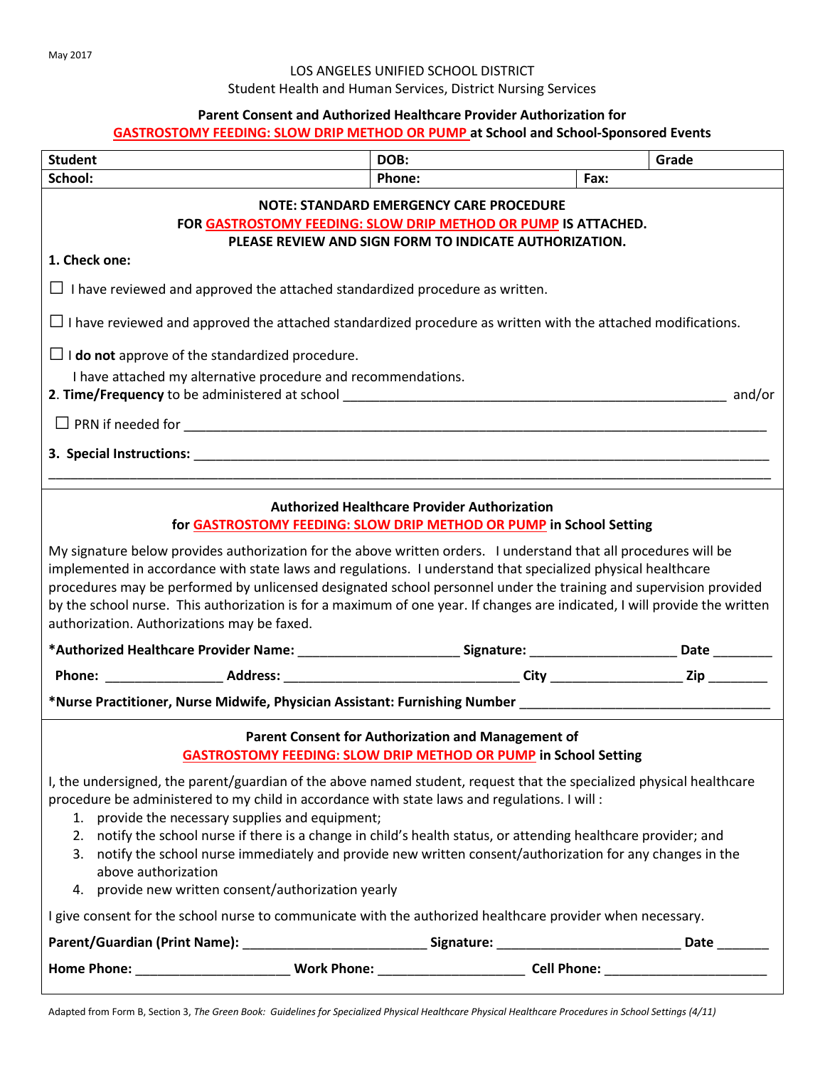May 2017

LOS ANGELES UNIFIED SCHOOL DISTRICT
Student Health and Human Services, District Nursing Services

**Parent Consent and Authorized Healthcare Provider Authorization for GASTROSTOMY FEEDING: SLOW DRIP METHOD OR PUMP at School and School-Sponsored Events**

| Student | DOB: | | Grade |
|---|---|---|---|
| School: | Phone: | Fax: | |

**NOTE: STANDARD EMERGENCY CARE PROCEDURE FOR GASTROSTOMY FEEDING: SLOW DRIP METHOD OR PUMP IS ATTACHED. PLEASE REVIEW AND SIGN FORM TO INDICATE AUTHORIZATION.**

**1. Check one:**

☐ I have reviewed and approved the attached standardized procedure as written.

☐ I have reviewed and approved the attached standardized procedure as written with the attached modifications.

☐ I **do not** approve of the standardized procedure.
I have attached my alternative procedure and recommendations.

**2. Time/Frequency** to be administered at school ______________________________________________________ and/or

☐ PRN if needed for ________________________________________________________________________________

**3. Special Instructions:** ___________________________________________________________________________

_____________________________________________________________________________________________

**Authorized Healthcare Provider Authorization for GASTROSTOMY FEEDING: SLOW DRIP METHOD OR PUMP in School Setting**

My signature below provides authorization for the above written orders. I understand that all procedures will be implemented in accordance with state laws and regulations. I understand that specialized physical healthcare procedures may be performed by unlicensed designated school personnel under the training and supervision provided by the school nurse. This authorization is for a maximum of one year. If changes are indicated, I will provide the written authorization. Authorizations may be faxed.

**\*Authorized Healthcare Provider Name:** ______________________ **Signature:** ____________________ **Date** ________

**Phone:** ________________ **Address:** _______________________________ **City** _________________ **Zip** ________

**\*Nurse Practitioner, Nurse Midwife, Physician Assistant: Furnishing Number** _________________________________

**Parent Consent for Authorization and Management of GASTROSTOMY FEEDING: SLOW DRIP METHOD OR PUMP in School Setting**

I, the undersigned, the parent/guardian of the above named student, request that the specialized physical healthcare procedure be administered to my child in accordance with state laws and regulations. I will :

1. provide the necessary supplies and equipment;
2. notify the school nurse if there is a change in child's health status, or attending healthcare provider; and
3. notify the school nurse immediately and provide new written consent/authorization for any changes in the above authorization
4. provide new written consent/authorization yearly

I give consent for the school nurse to communicate with the authorized healthcare provider when necessary.

**Parent/Guardian (Print Name):** ________________________ **Signature:** _________________________ **Date** _______

**Home Phone:** _____________________ **Work Phone:** ____________________ **Cell Phone:** ______________________

Adapted from Form B, Section 3, *The Green Book: Guidelines for Specialized Physical Healthcare Physical Healthcare Procedures in School Settings (4/11)*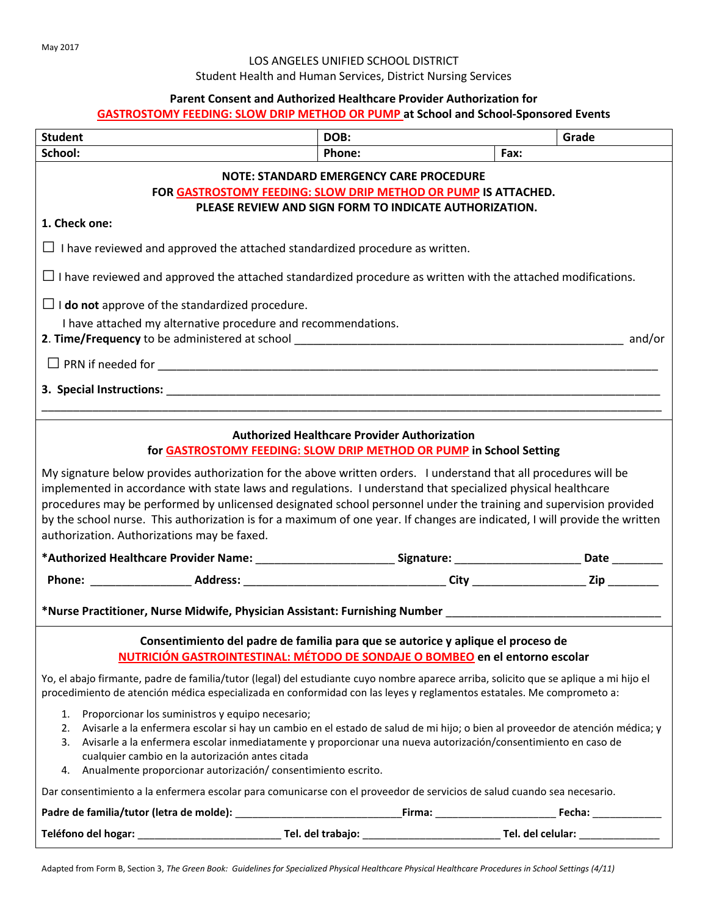May 2017

LOS ANGELES UNIFIED SCHOOL DISTRICT
Student Health and Human Services, District Nursing Services

**Parent Consent and Authorized Healthcare Provider Authorization for**
**GASTROSTOMY FEEDING: SLOW DRIP METHOD OR PUMP at School and School-Sponsored Events**

| Student | DOB: | | Grade |
|---|---|---|---|
| School: | Phone: | Fax: | |

**NOTE: STANDARD EMERGENCY CARE PROCEDURE**
**FOR GASTROSTOMY FEEDING: SLOW DRIP METHOD OR PUMP IS ATTACHED.**
**PLEASE REVIEW AND SIGN FORM TO INDICATE AUTHORIZATION.**

**1. Check one:**

☐ I have reviewed and approved the attached standardized procedure as written.

☐ I have reviewed and approved the attached standardized procedure as written with the attached modifications.

☐ I **do not** approve of the standardized procedure.
I have attached my alternative procedure and recommendations.

**2. Time/Frequency** to be administered at school ______________________________________________________ and/or

☐ PRN if needed for ____________________________________________________________________________

**3. Special Instructions:** __________________________________________________________________________
________________________________________________________________________________________________

**Authorized Healthcare Provider Authorization**
**for GASTROSTOMY FEEDING: SLOW DRIP METHOD OR PUMP in School Setting**

My signature below provides authorization for the above written orders. I understand that all procedures will be implemented in accordance with state laws and regulations. I understand that specialized physical healthcare procedures may be performed by unlicensed designated school personnel under the training and supervision provided by the school nurse. This authorization is for a maximum of one year. If changes are indicated, I will provide the written authorization. Authorizations may be faxed.

**\*Authorized Healthcare Provider Name:** ______________________ **Signature:** ____________________ **Date** ________

**Phone:** ________________ **Address:** ________________________________ **City** __________________ **Zip** ________

**\*Nurse Practitioner, Nurse Midwife, Physician Assistant: Furnishing Number** __________________________________

**Consentimiento del padre de familia para que se autorice y aplique el proceso de**
**NUTRICIÓN GASTROINTESTINAL: MÉTODO DE SONDAJE O BOMBEO en el entorno escolar**

Yo, el abajo firmante, padre de familia/tutor (legal) del estudiante cuyo nombre aparece arriba, solicito que se aplique a mi hijo el procedimiento de atención médica especializada en conformidad con las leyes y reglamentos estatales. Me comprometo a:

1. Proporcionar los suministros y equipo necesario;
2. Avisarle a la enfermera escolar si hay un cambio en el estado de salud de mi hijo; o bien al proveedor de atención médica; y
3. Avisarle a la enfermera escolar inmediatamente y proporcionar una nueva autorización/consentimiento en caso de cualquier cambio en la autorización antes citada
4. Anualmente proporcionar autorización/ consentimiento escrito.

Dar consentimiento a la enfermera escolar para comunicarse con el proveedor de servicios de salud cuando sea necesario.

**Padre de familia/tutor (letra de molde):** ____________________________ **Firma:** ____________________ **Fecha:** ____________

**Teléfono del hogar:** ________________________ **Tel. del trabajo:** _______________________ **Tel. del celular:** ______________

Adapted from Form B, Section 3, *The Green Book: Guidelines for Specialized Physical Healthcare Physical Healthcare Procedures in School Settings (4/11)*